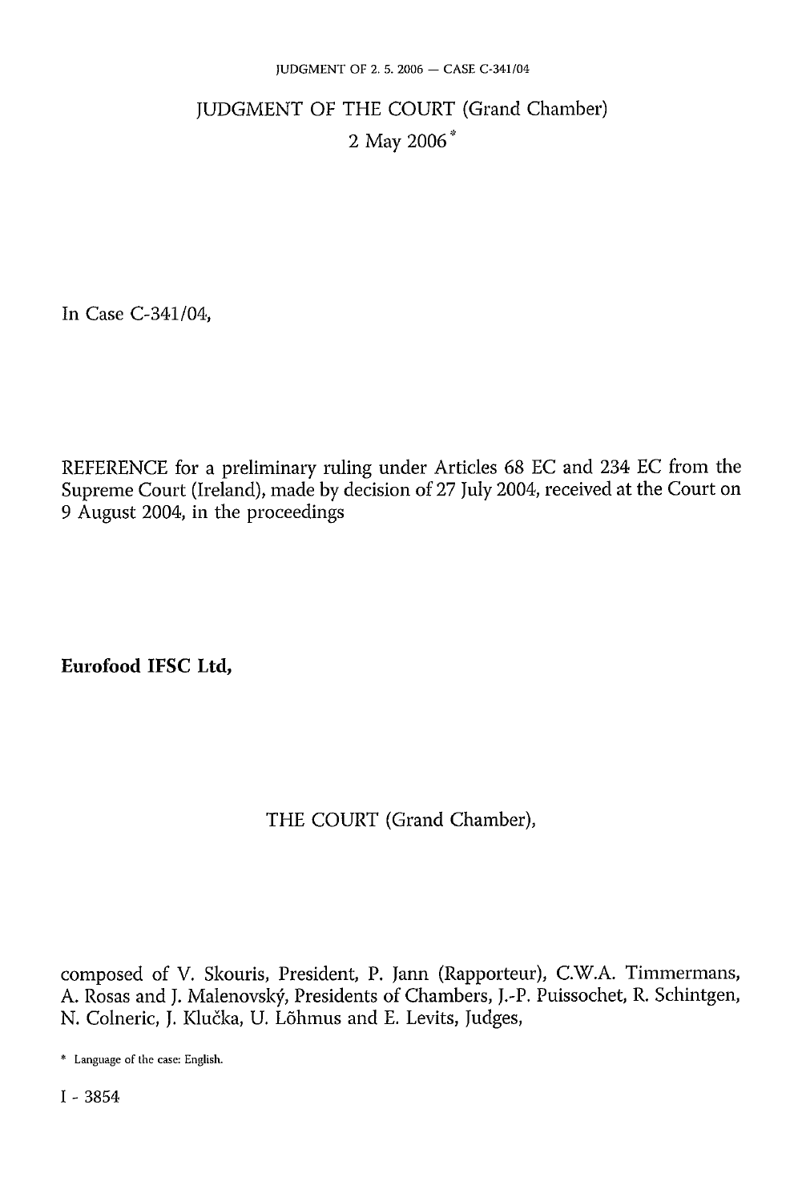# JUDGMENT OF THE COURT (Grand Chamber)

2 May 2006 *

In Case C-341/04,

REFERENCE for a preliminary ruling under Articles 68 EC and 234 EC from the Supreme Court (Ireland), made by decision of 27 July 2004, received at the Court on 9 August 2004, in the proceedings

**Eurofood IFSC Ltd,**

THE COURT (Grand Chamber),

composed of V. Skouris, President, P. Jann (Rapporteur), C.W.A. Timmermans, A. Rosas and J. Malenovský, Presidents of Chambers, J.-P. Puissochet, R. Schintgen, N. Colneric, J. Klučka, U. Lõhmus and E. Levits, Judges,

* Language of the case: English.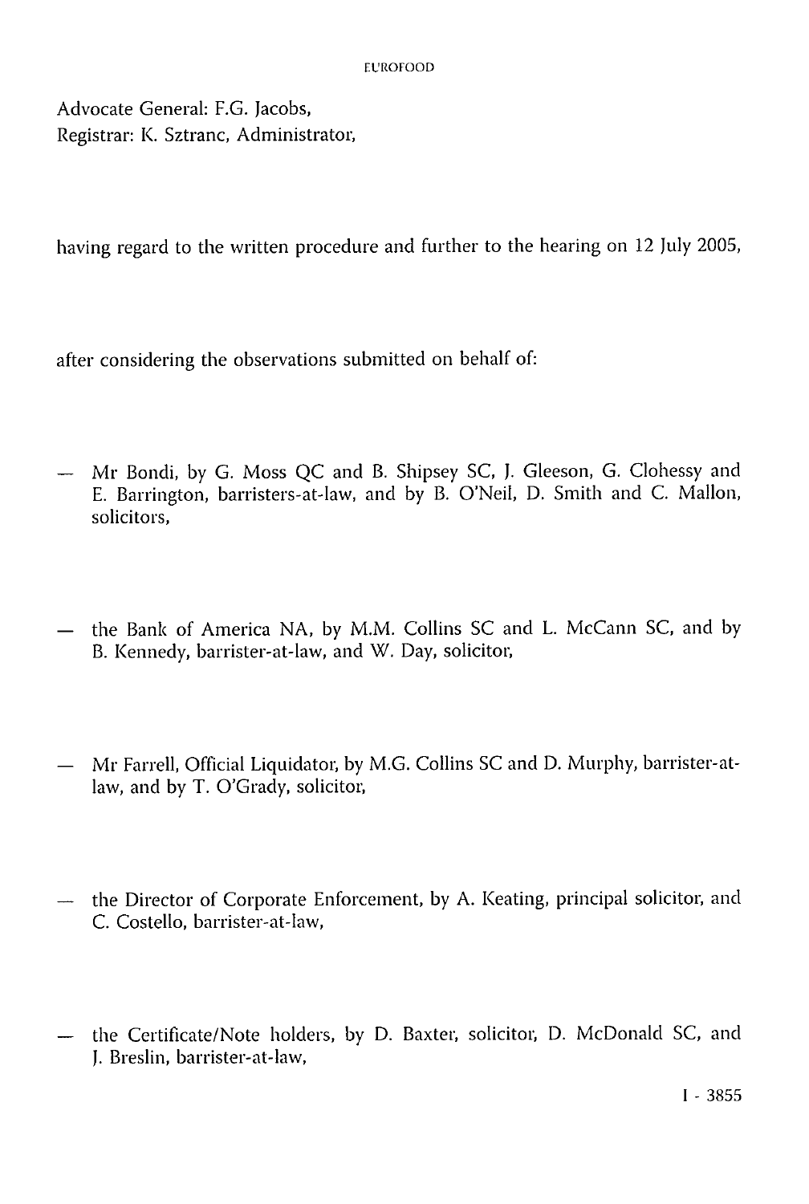Advocate General: F.G. Jacobs,
Registrar: K. Sztranc, Administrator,

having regard to the written procedure and further to the hearing on 12 July 2005,

after considering the observations submitted on behalf of:

— Mr Bondi, by G. Moss QC and B. Shipsey SC, J. Gleeson, G. Clohessy and E. Barrington, barristers-at-law, and by B. O'Neil, D. Smith and C. Mallon, solicitors,

— the Bank of America NA, by M.M. Collins SC and L. McCann SC, and by B. Kennedy, barrister-at-law, and W. Day, solicitor,

— Mr Farrell, Official Liquidator, by M.G. Collins SC and D. Murphy, barrister-at-law, and by T. O'Grady, solicitor,

— the Director of Corporate Enforcement, by A. Keating, principal solicitor, and C. Costello, barrister-at-law,

— the Certificate/Note holders, by D. Baxter, solicitor, D. McDonald SC, and J. Breslin, barrister-at-law,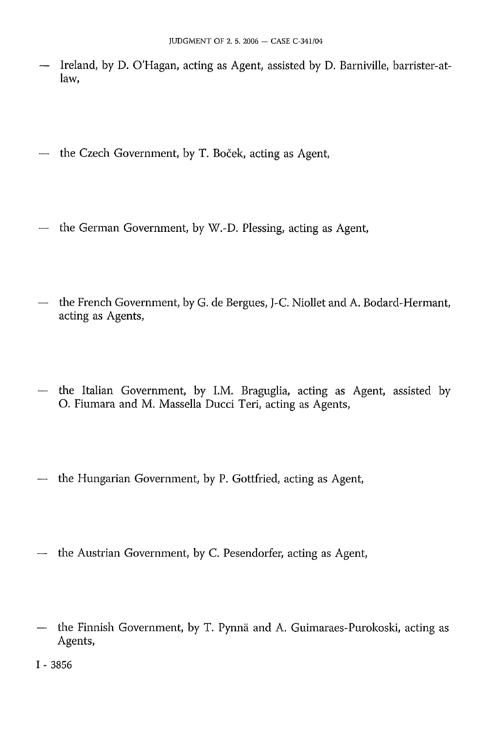- Ireland, by D. O'Hagan, acting as Agent, assisted by D. Barniville, barrister-at-law,

- the Czech Government, by T. Boček, acting as Agent,

- the German Government, by W.-D. Plessing, acting as Agent,

- the French Government, by G. de Bergues, J-C. Niollet and A. Bodard-Hermant, acting as Agents,

- the Italian Government, by I.M. Braguglia, acting as Agent, assisted by O. Fiumara and M. Massella Ducci Teri, acting as Agents,

- the Hungarian Government, by P. Gottfried, acting as Agent,

- the Austrian Government, by C. Pesendorfer, acting as Agent,

- the Finnish Government, by T. Pynnä and A. Guimaraes-Purokoski, acting as Agents,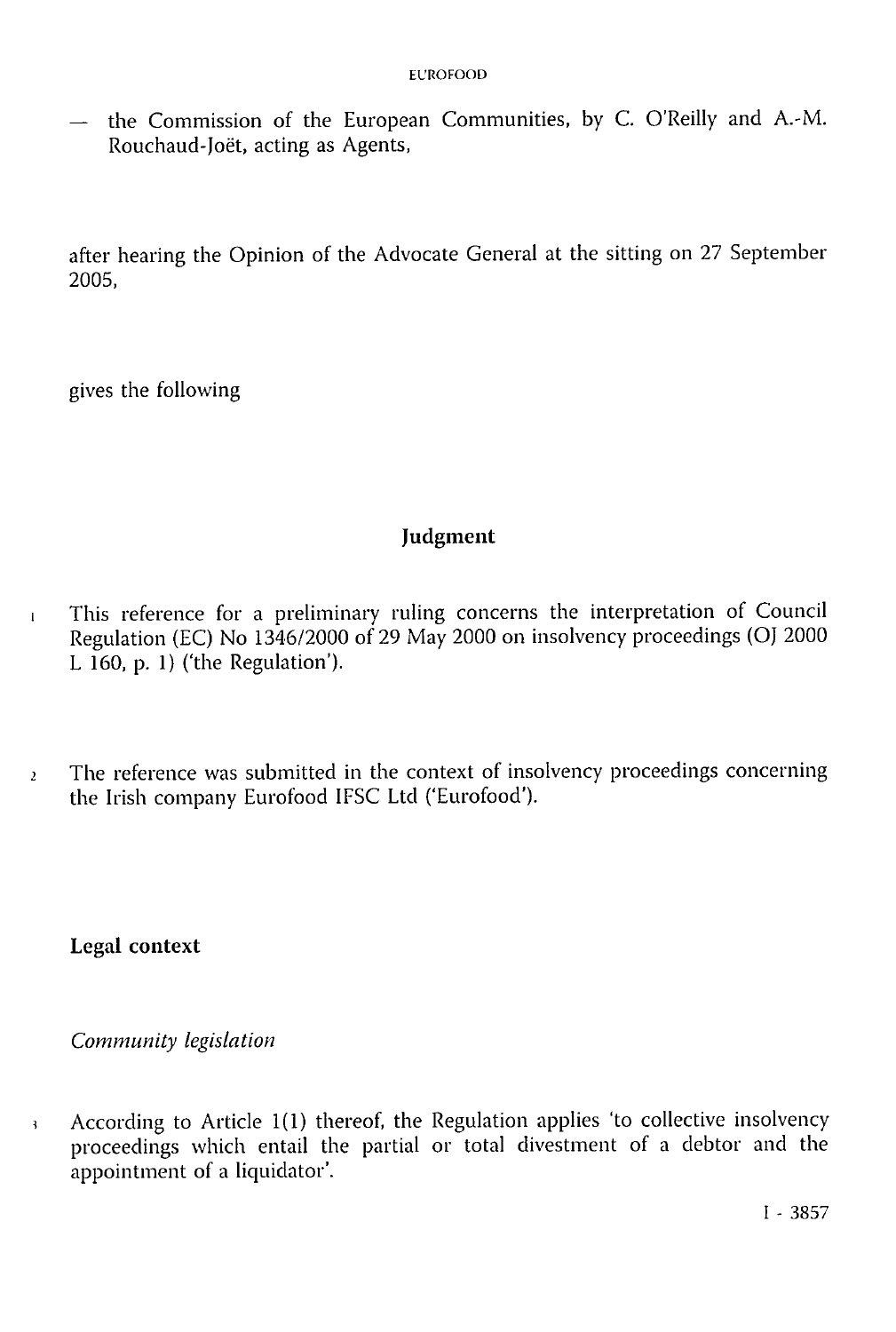— the Commission of the European Communities, by C. O'Reilly and A.-M. Rouchaud-Joët, acting as Agents,

after hearing the Opinion of the Advocate General at the sitting on 27 September 2005,

gives the following

## Judgment

1 This reference for a preliminary ruling concerns the interpretation of Council Regulation (EC) No 1346/2000 of 29 May 2000 on insolvency proceedings (OJ 2000 L 160, p. 1) ('the Regulation').

2 The reference was submitted in the context of insolvency proceedings concerning the Irish company Eurofood IFSC Ltd ('Eurofood').

### Legal context

*Community legislation*

3 According to Article 1(1) thereof, the Regulation applies 'to collective insolvency proceedings which entail the partial or total divestment of a debtor and the appointment of a liquidator'.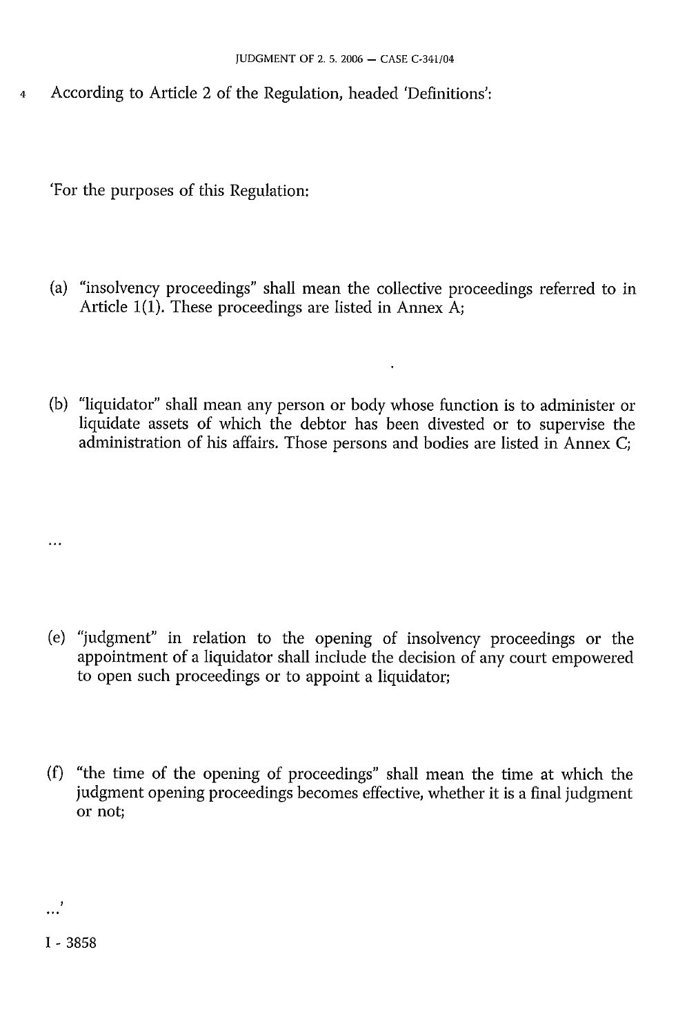4 According to Article 2 of the Regulation, headed 'Definitions':

'For the purposes of this Regulation:

(a) "insolvency proceedings" shall mean the collective proceedings referred to in Article 1(1). These proceedings are listed in Annex A;

(b) "liquidator" shall mean any person or body whose function is to administer or liquidate assets of which the debtor has been divested or to supervise the administration of his affairs. Those persons and bodies are listed in Annex C;

...

(e) "judgment" in relation to the opening of insolvency proceedings or the appointment of a liquidator shall include the decision of any court empowered to open such proceedings or to appoint a liquidator;

(f) "the time of the opening of proceedings" shall mean the time at which the judgment opening proceedings becomes effective, whether it is a final judgment or not;

...'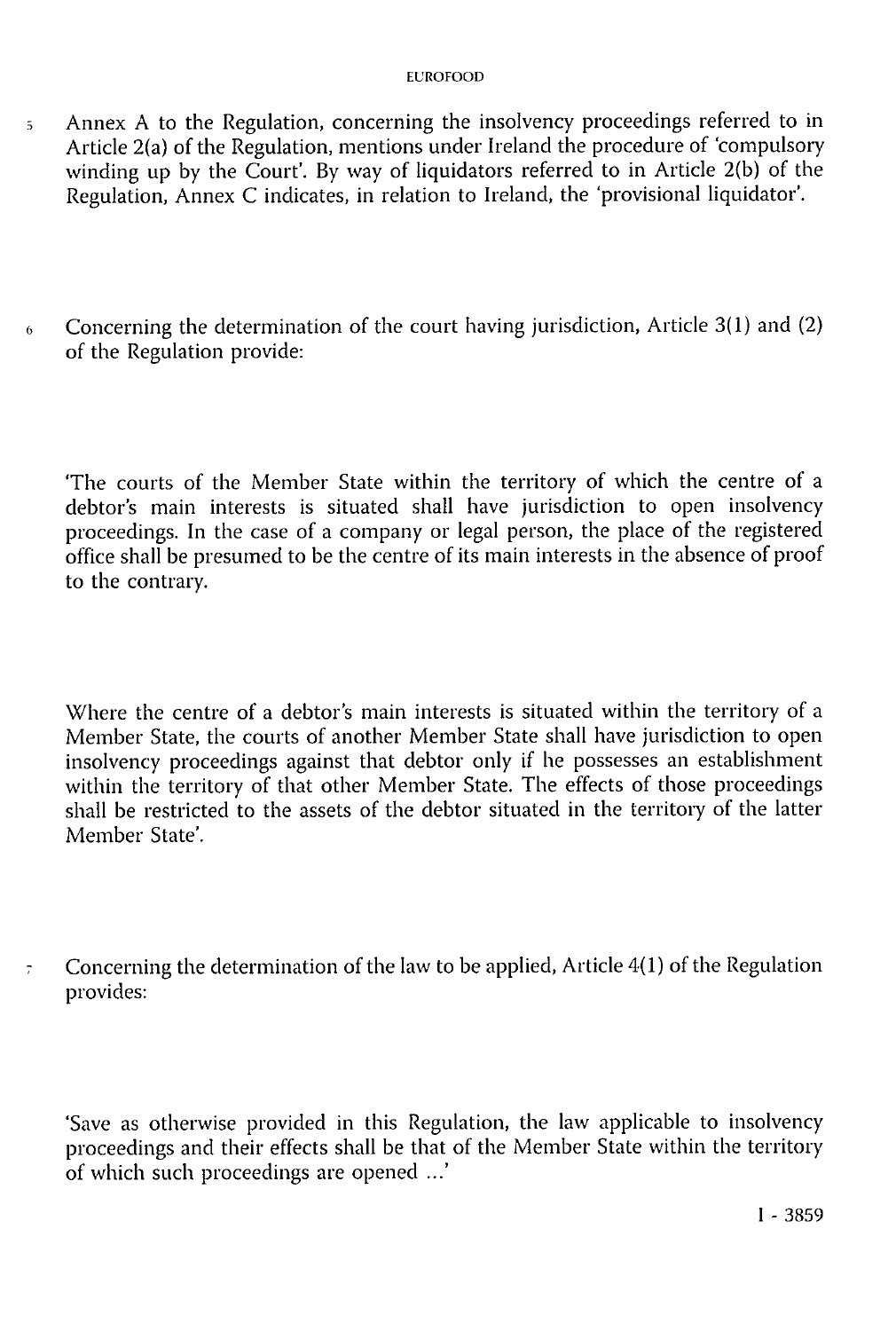5 Annex A to the Regulation, concerning the insolvency proceedings referred to in Article 2(a) of the Regulation, mentions under Ireland the procedure of 'compulsory winding up by the Court'. By way of liquidators referred to in Article 2(b) of the Regulation, Annex C indicates, in relation to Ireland, the 'provisional liquidator'.

6 Concerning the determination of the court having jurisdiction, Article 3(1) and (2) of the Regulation provide:

'The courts of the Member State within the territory of which the centre of a debtor's main interests is situated shall have jurisdiction to open insolvency proceedings. In the case of a company or legal person, the place of the registered office shall be presumed to be the centre of its main interests in the absence of proof to the contrary.

Where the centre of a debtor's main interests is situated within the territory of a Member State, the courts of another Member State shall have jurisdiction to open insolvency proceedings against that debtor only if he possesses an establishment within the territory of that other Member State. The effects of those proceedings shall be restricted to the assets of the debtor situated in the territory of the latter Member State'.

7 Concerning the determination of the law to be applied, Article 4(1) of the Regulation provides:

'Save as otherwise provided in this Regulation, the law applicable to insolvency proceedings and their effects shall be that of the Member State within the territory of which such proceedings are opened ...'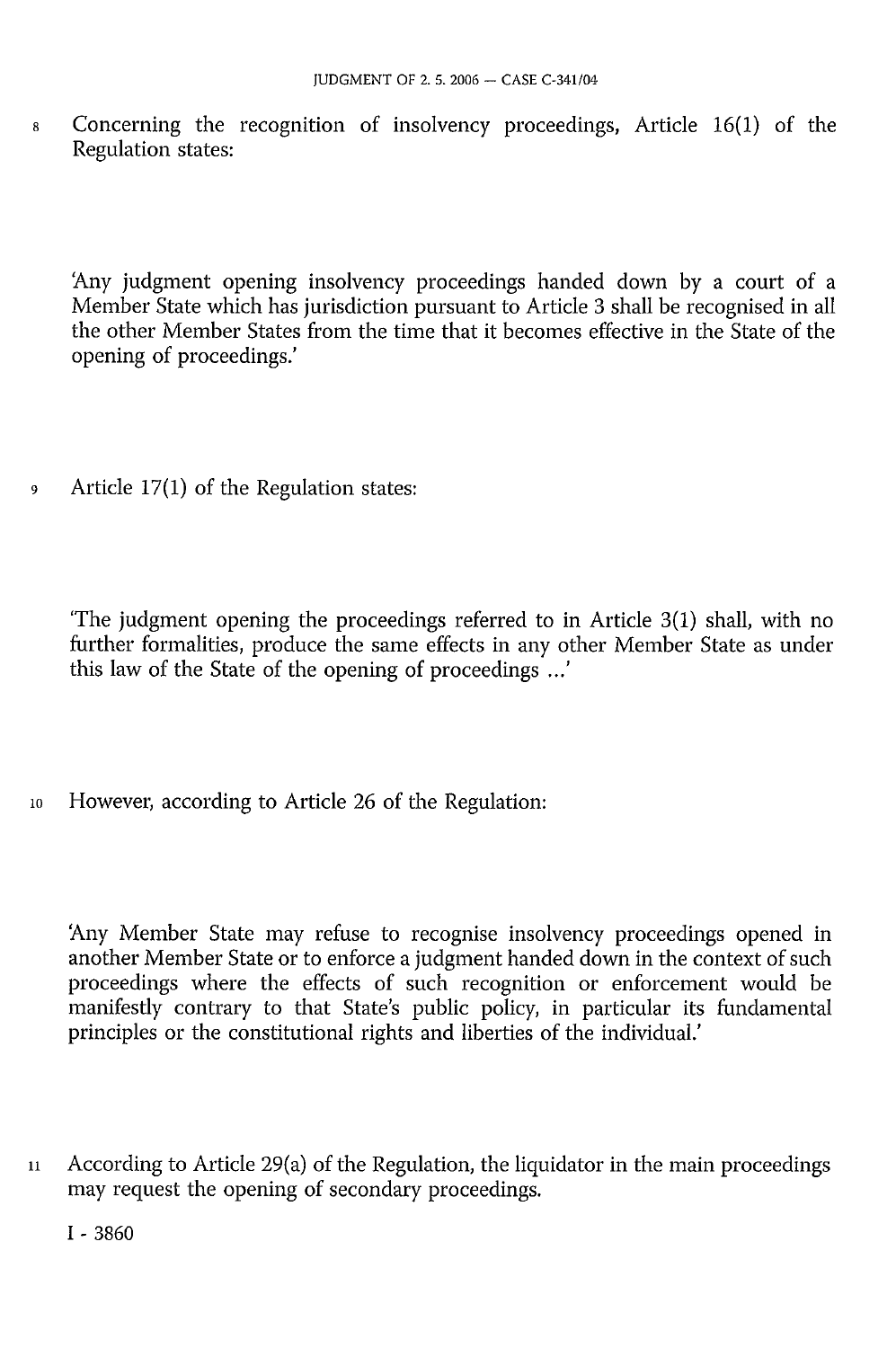8 Concerning the recognition of insolvency proceedings, Article 16(1) of the Regulation states:

'Any judgment opening insolvency proceedings handed down by a court of a Member State which has jurisdiction pursuant to Article 3 shall be recognised in all the other Member States from the time that it becomes effective in the State of the opening of proceedings.'

9 Article 17(1) of the Regulation states:

'The judgment opening the proceedings referred to in Article 3(1) shall, with no further formalities, produce the same effects in any other Member State as under this law of the State of the opening of proceedings ...'

10 However, according to Article 26 of the Regulation:

'Any Member State may refuse to recognise insolvency proceedings opened in another Member State or to enforce a judgment handed down in the context of such proceedings where the effects of such recognition or enforcement would be manifestly contrary to that State's public policy, in particular its fundamental principles or the constitutional rights and liberties of the individual.'

11 According to Article 29(a) of the Regulation, the liquidator in the main proceedings may request the opening of secondary proceedings.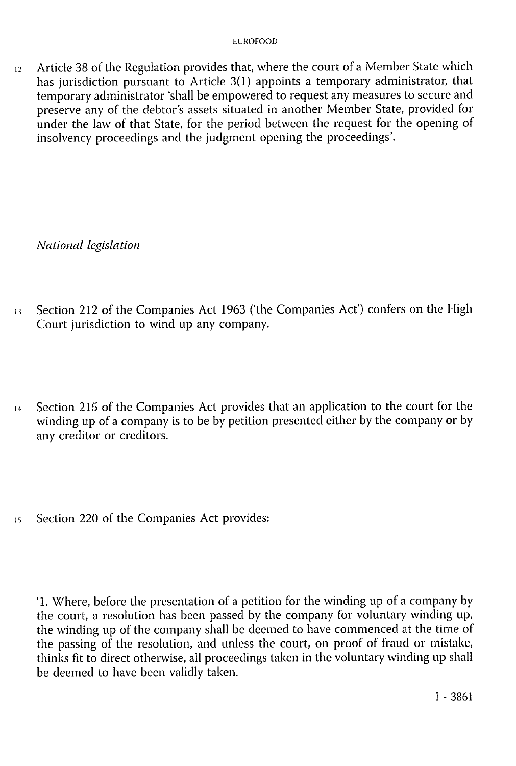12 Article 38 of the Regulation provides that, where the court of a Member State which has jurisdiction pursuant to Article 3(1) appoints a temporary administrator, that temporary administrator 'shall be empowered to request any measures to secure and preserve any of the debtor's assets situated in another Member State, provided for under the law of that State, for the period between the request for the opening of insolvency proceedings and the judgment opening the proceedings'.

*National legislation*

13 Section 212 of the Companies Act 1963 ('the Companies Act') confers on the High Court jurisdiction to wind up any company.

14 Section 215 of the Companies Act provides that an application to the court for the winding up of a company is to be by petition presented either by the company or by any creditor or creditors.

15 Section 220 of the Companies Act provides:

'1. Where, before the presentation of a petition for the winding up of a company by the court, a resolution has been passed by the company for voluntary winding up, the winding up of the company shall be deemed to have commenced at the time of the passing of the resolution, and unless the court, on proof of fraud or mistake, thinks fit to direct otherwise, all proceedings taken in the voluntary winding up shall be deemed to have been validly taken.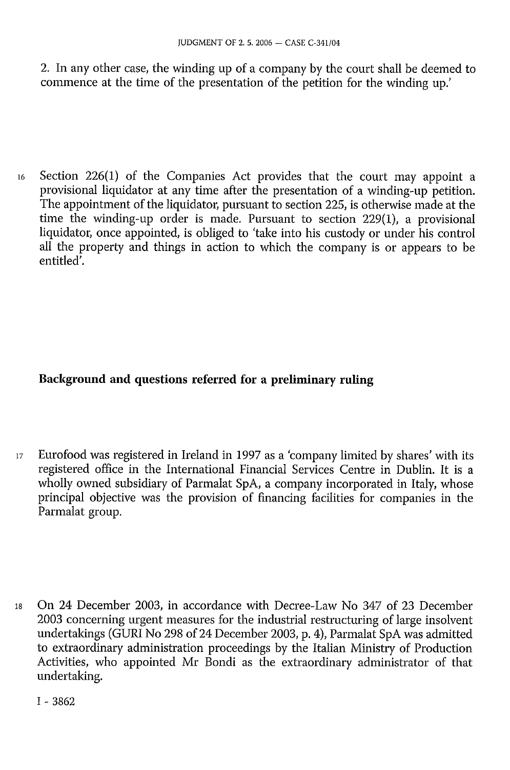2. In any other case, the winding up of a company by the court shall be deemed to commence at the time of the presentation of the petition for the winding up.'

16 Section 226(1) of the Companies Act provides that the court may appoint a provisional liquidator at any time after the presentation of a winding-up petition. The appointment of the liquidator, pursuant to section 225, is otherwise made at the time the winding-up order is made. Pursuant to section 229(1), a provisional liquidator, once appointed, is obliged to 'take into his custody or under his control all the property and things in action to which the company is or appears to be entitled'.

## Background and questions referred for a preliminary ruling

17 Eurofood was registered in Ireland in 1997 as a 'company limited by shares' with its registered office in the International Financial Services Centre in Dublin. It is a wholly owned subsidiary of Parmalat SpA, a company incorporated in Italy, whose principal objective was the provision of financing facilities for companies in the Parmalat group.

18 On 24 December 2003, in accordance with Decree-Law No 347 of 23 December 2003 concerning urgent measures for the industrial restructuring of large insolvent undertakings (GURI No 298 of 24 December 2003, p. 4), Parmalat SpA was admitted to extraordinary administration proceedings by the Italian Ministry of Production Activities, who appointed Mr Bondi as the extraordinary administrator of that undertaking.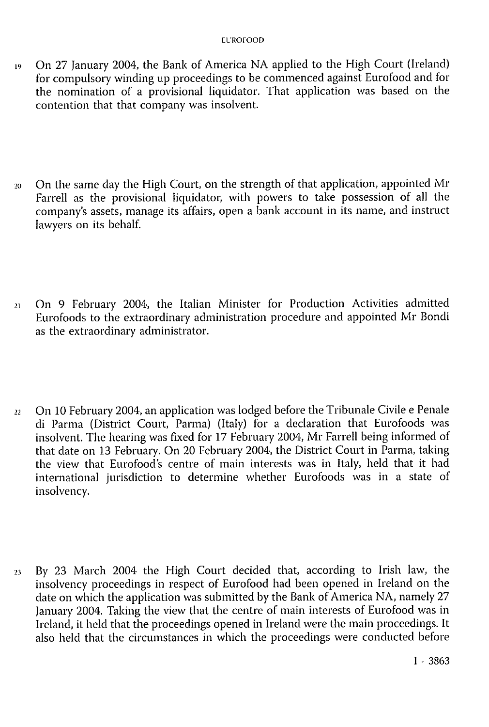19 On 27 January 2004, the Bank of America NA applied to the High Court (Ireland) for compulsory winding up proceedings to be commenced against Eurofood and for the nomination of a provisional liquidator. That application was based on the contention that that company was insolvent.

20 On the same day the High Court, on the strength of that application, appointed Mr Farrell as the provisional liquidator, with powers to take possession of all the company's assets, manage its affairs, open a bank account in its name, and instruct lawyers on its behalf.

21 On 9 February 2004, the Italian Minister for Production Activities admitted Eurofoods to the extraordinary administration procedure and appointed Mr Bondi as the extraordinary administrator.

22 On 10 February 2004, an application was lodged before the Tribunale Civile e Penale di Parma (District Court, Parma) (Italy) for a declaration that Eurofoods was insolvent. The hearing was fixed for 17 February 2004, Mr Farrell being informed of that date on 13 February. On 20 February 2004, the District Court in Parma, taking the view that Eurofood's centre of main interests was in Italy, held that it had international jurisdiction to determine whether Eurofoods was in a state of insolvency.

23 By 23 March 2004 the High Court decided that, according to Irish law, the insolvency proceedings in respect of Eurofood had been opened in Ireland on the date on which the application was submitted by the Bank of America NA, namely 27 January 2004. Taking the view that the centre of main interests of Eurofood was in Ireland, it held that the proceedings opened in Ireland were the main proceedings. It also held that the circumstances in which the proceedings were conducted before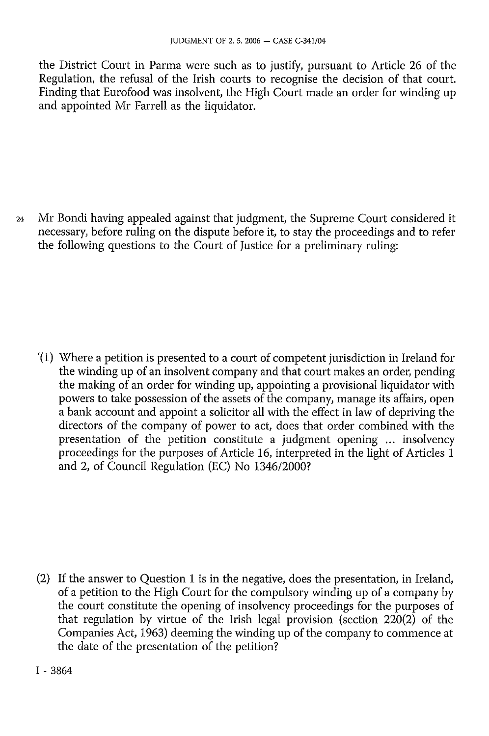the District Court in Parma were such as to justify, pursuant to Article 26 of the Regulation, the refusal of the Irish courts to recognise the decision of that court. Finding that Eurofood was insolvent, the High Court made an order for winding up and appointed Mr Farrell as the liquidator.

24 Mr Bondi having appealed against that judgment, the Supreme Court considered it necessary, before ruling on the dispute before it, to stay the proceedings and to refer the following questions to the Court of Justice for a preliminary ruling:

'(1) Where a petition is presented to a court of competent jurisdiction in Ireland for the winding up of an insolvent company and that court makes an order, pending the making of an order for winding up, appointing a provisional liquidator with powers to take possession of the assets of the company, manage its affairs, open a bank account and appoint a solicitor all with the effect in law of depriving the directors of the company of power to act, does that order combined with the presentation of the petition constitute a judgment opening ... insolvency proceedings for the purposes of Article 16, interpreted in the light of Articles 1 and 2, of Council Regulation (EC) No 1346/2000?

(2) If the answer to Question 1 is in the negative, does the presentation, in Ireland, of a petition to the High Court for the compulsory winding up of a company by the court constitute the opening of insolvency proceedings for the purposes of that regulation by virtue of the Irish legal provision (section 220(2) of the Companies Act, 1963) deeming the winding up of the company to commence at the date of the presentation of the petition?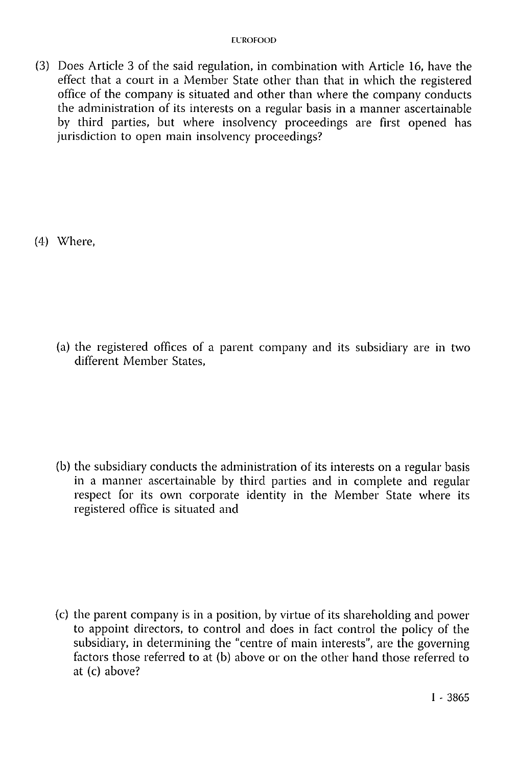(3) Does Article 3 of the said regulation, in combination with Article 16, have the effect that a court in a Member State other than that in which the registered office of the company is situated and other than where the company conducts the administration of its interests on a regular basis in a manner ascertainable by third parties, but where insolvency proceedings are first opened has jurisdiction to open main insolvency proceedings?

(4) Where,

(a) the registered offices of a parent company and its subsidiary are in two different Member States,

(b) the subsidiary conducts the administration of its interests on a regular basis in a manner ascertainable by third parties and in complete and regular respect for its own corporate identity in the Member State where its registered office is situated and

(c) the parent company is in a position, by virtue of its shareholding and power to appoint directors, to control and does in fact control the policy of the subsidiary, in determining the "centre of main interests", are the governing factors those referred to at (b) above or on the other hand those referred to at (c) above?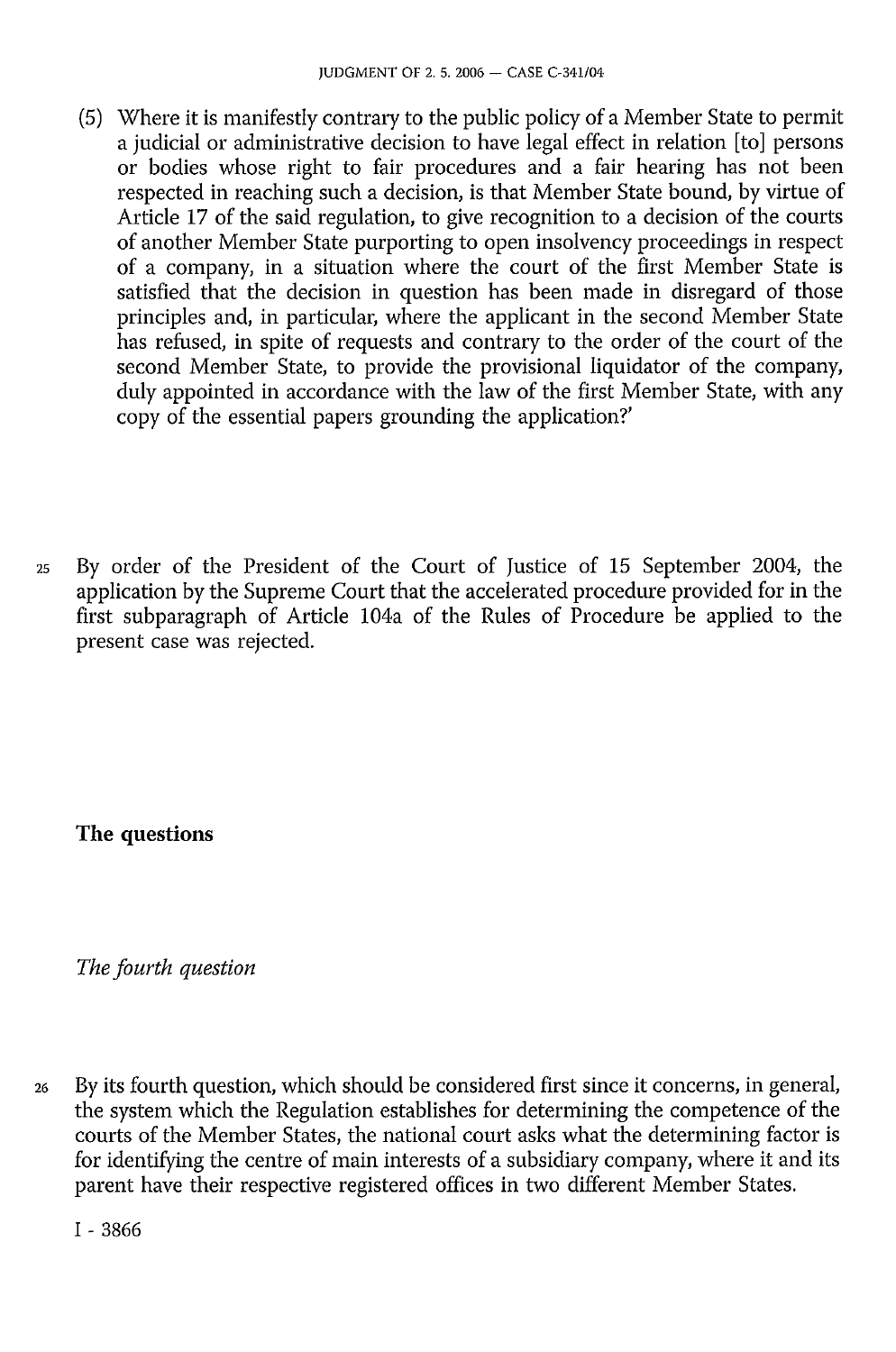(5) Where it is manifestly contrary to the public policy of a Member State to permit a judicial or administrative decision to have legal effect in relation [to] persons or bodies whose right to fair procedures and a fair hearing has not been respected in reaching such a decision, is that Member State bound, by virtue of Article 17 of the said regulation, to give recognition to a decision of the courts of another Member State purporting to open insolvency proceedings in respect of a company, in a situation where the court of the first Member State is satisfied that the decision in question has been made in disregard of those principles and, in particular, where the applicant in the second Member State has refused, in spite of requests and contrary to the order of the court of the second Member State, to provide the provisional liquidator of the company, duly appointed in accordance with the law of the first Member State, with any copy of the essential papers grounding the application?'

25 By order of the President of the Court of Justice of 15 September 2004, the application by the Supreme Court that the accelerated procedure provided for in the first subparagraph of Article 104a of the Rules of Procedure be applied to the present case was rejected.

## The questions

### *The fourth question*

26 By its fourth question, which should be considered first since it concerns, in general, the system which the Regulation establishes for determining the competence of the courts of the Member States, the national court asks what the determining factor is for identifying the centre of main interests of a subsidiary company, where it and its parent have their respective registered offices in two different Member States.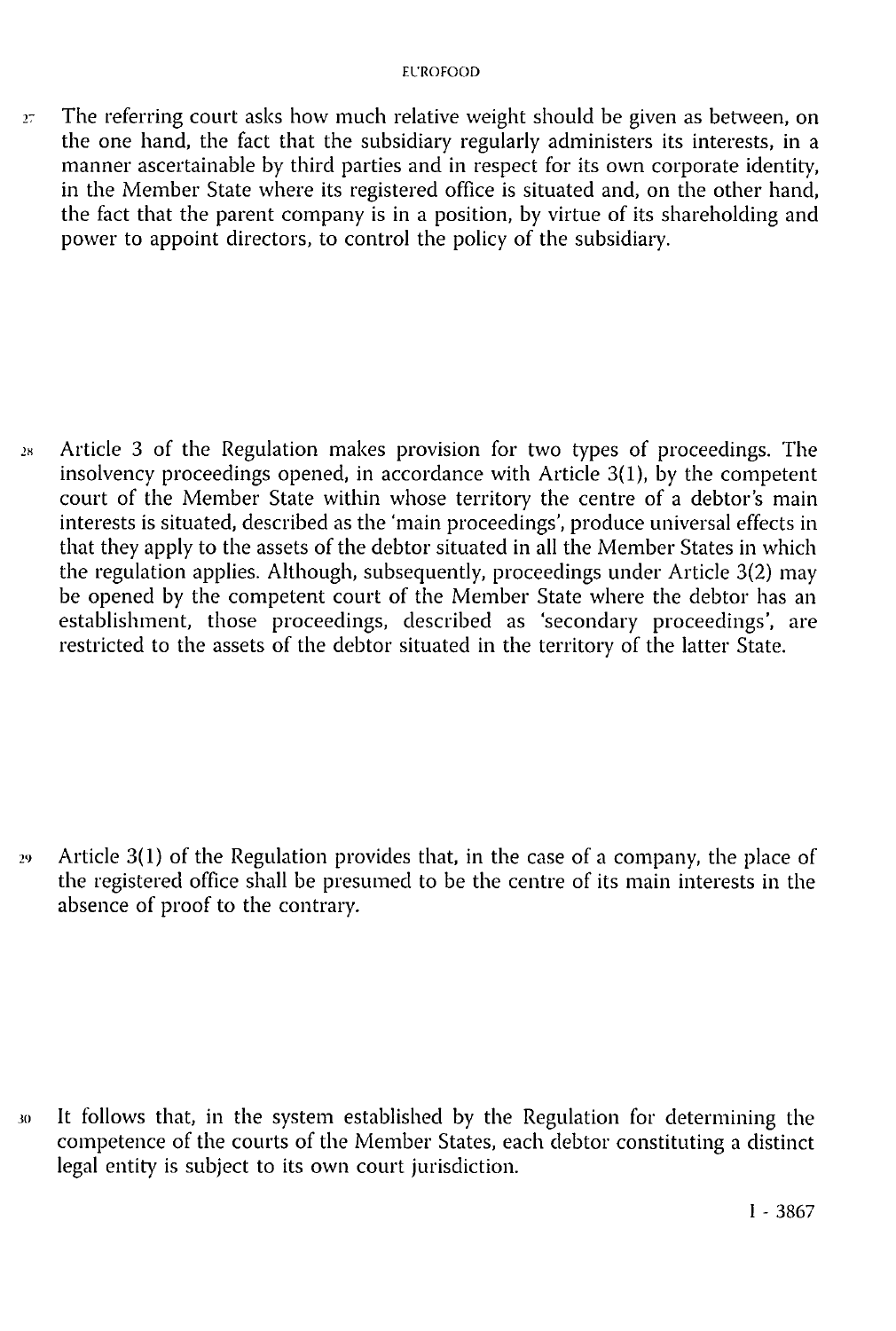27 The referring court asks how much relative weight should be given as between, on the one hand, the fact that the subsidiary regularly administers its interests, in a manner ascertainable by third parties and in respect for its own corporate identity, in the Member State where its registered office is situated and, on the other hand, the fact that the parent company is in a position, by virtue of its shareholding and power to appoint directors, to control the policy of the subsidiary.

28 Article 3 of the Regulation makes provision for two types of proceedings. The insolvency proceedings opened, in accordance with Article 3(1), by the competent court of the Member State within whose territory the centre of a debtor's main interests is situated, described as the 'main proceedings', produce universal effects in that they apply to the assets of the debtor situated in all the Member States in which the regulation applies. Although, subsequently, proceedings under Article 3(2) may be opened by the competent court of the Member State where the debtor has an establishment, those proceedings, described as 'secondary proceedings', are restricted to the assets of the debtor situated in the territory of the latter State.

29 Article 3(1) of the Regulation provides that, in the case of a company, the place of the registered office shall be presumed to be the centre of its main interests in the absence of proof to the contrary.

30 It follows that, in the system established by the Regulation for determining the competence of the courts of the Member States, each debtor constituting a distinct legal entity is subject to its own court jurisdiction.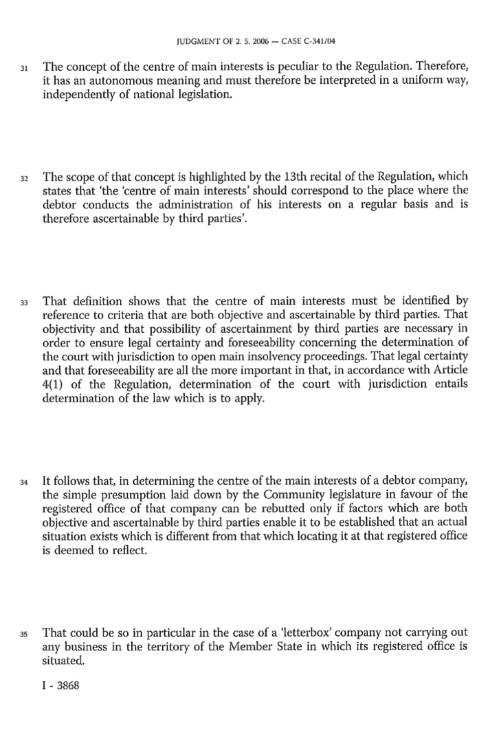31 The concept of the centre of main interests is peculiar to the Regulation. Therefore, it has an autonomous meaning and must therefore be interpreted in a uniform way, independently of national legislation.

32 The scope of that concept is highlighted by the 13th recital of the Regulation, which states that 'the 'centre of main interests' should correspond to the place where the debtor conducts the administration of his interests on a regular basis and is therefore ascertainable by third parties'.

33 That definition shows that the centre of main interests must be identified by reference to criteria that are both objective and ascertainable by third parties. That objectivity and that possibility of ascertainment by third parties are necessary in order to ensure legal certainty and foreseeability concerning the determination of the court with jurisdiction to open main insolvency proceedings. That legal certainty and that foreseeability are all the more important in that, in accordance with Article 4(1) of the Regulation, determination of the court with jurisdiction entails determination of the law which is to apply.

34 It follows that, in determining the centre of the main interests of a debtor company, the simple presumption laid down by the Community legislature in favour of the registered office of that company can be rebutted only if factors which are both objective and ascertainable by third parties enable it to be established that an actual situation exists which is different from that which locating it at that registered office is deemed to reflect.

35 That could be so in particular in the case of a 'letterbox' company not carrying out any business in the territory of the Member State in which its registered office is situated.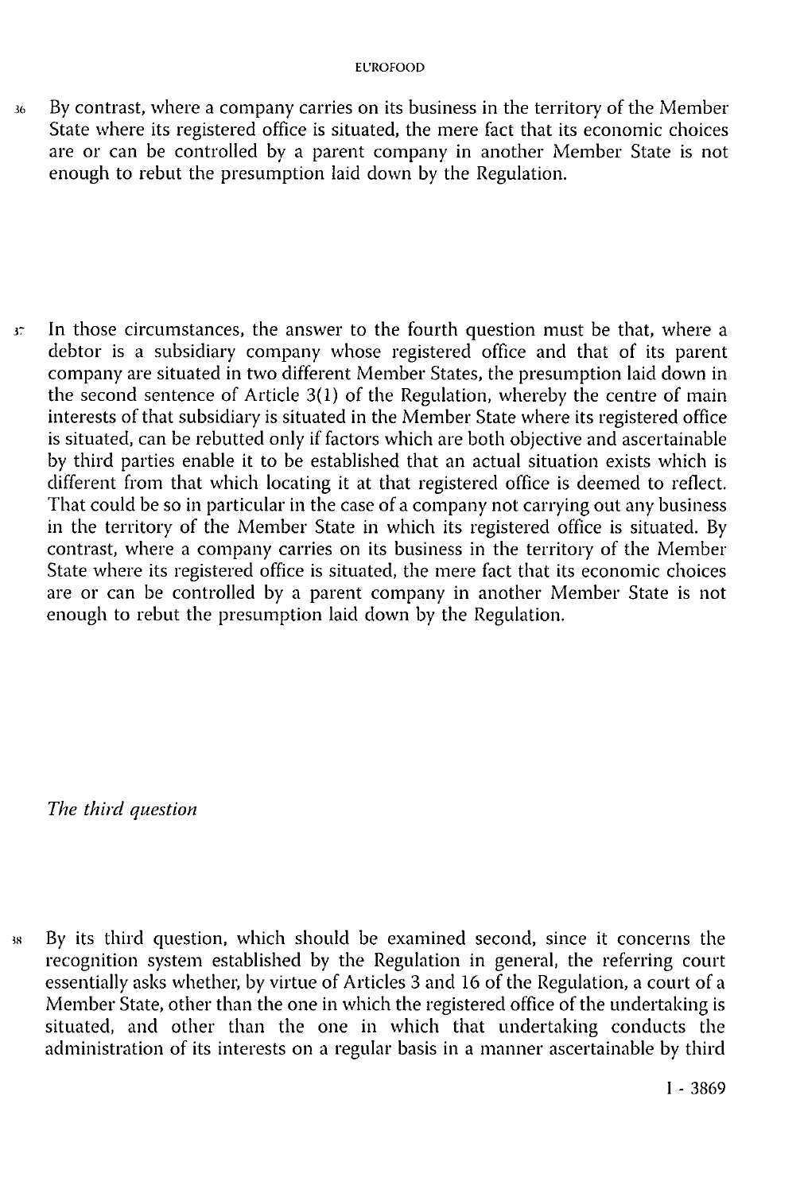36 By contrast, where a company carries on its business in the territory of the Member State where its registered office is situated, the mere fact that its economic choices are or can be controlled by a parent company in another Member State is not enough to rebut the presumption laid down by the Regulation.

37 In those circumstances, the answer to the fourth question must be that, where a debtor is a subsidiary company whose registered office and that of its parent company are situated in two different Member States, the presumption laid down in the second sentence of Article 3(1) of the Regulation, whereby the centre of main interests of that subsidiary is situated in the Member State where its registered office is situated, can be rebutted only if factors which are both objective and ascertainable by third parties enable it to be established that an actual situation exists which is different from that which locating it at that registered office is deemed to reflect. That could be so in particular in the case of a company not carrying out any business in the territory of the Member State in which its registered office is situated. By contrast, where a company carries on its business in the territory of the Member State where its registered office is situated, the mere fact that its economic choices are or can be controlled by a parent company in another Member State is not enough to rebut the presumption laid down by the Regulation.

*The third question*

38 By its third question, which should be examined second, since it concerns the recognition system established by the Regulation in general, the referring court essentially asks whether, by virtue of Articles 3 and 16 of the Regulation, a court of a Member State, other than the one in which the registered office of the undertaking is situated, and other than the one in which that undertaking conducts the administration of its interests on a regular basis in a manner ascertainable by third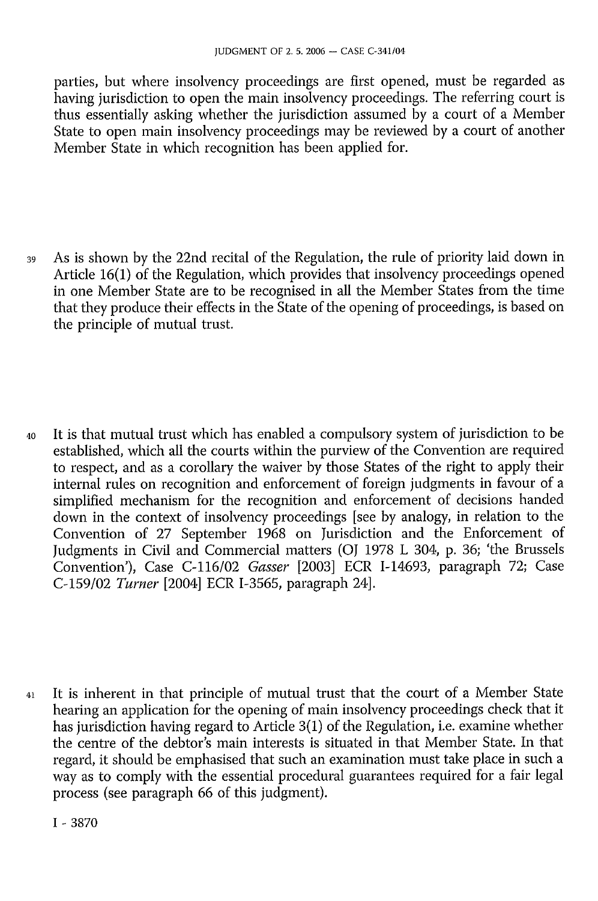parties, but where insolvency proceedings are first opened, must be regarded as having jurisdiction to open the main insolvency proceedings. The referring court is thus essentially asking whether the jurisdiction assumed by a court of a Member State to open main insolvency proceedings may be reviewed by a court of another Member State in which recognition has been applied for.

39 As is shown by the 22nd recital of the Regulation, the rule of priority laid down in Article 16(1) of the Regulation, which provides that insolvency proceedings opened in one Member State are to be recognised in all the Member States from the time that they produce their effects in the State of the opening of proceedings, is based on the principle of mutual trust.

40 It is that mutual trust which has enabled a compulsory system of jurisdiction to be established, which all the courts within the purview of the Convention are required to respect, and as a corollary the waiver by those States of the right to apply their internal rules on recognition and enforcement of foreign judgments in favour of a simplified mechanism for the recognition and enforcement of decisions handed down in the context of insolvency proceedings [see by analogy, in relation to the Convention of 27 September 1968 on Jurisdiction and the Enforcement of Judgments in Civil and Commercial matters (OJ 1978 L 304, p. 36; 'the Brussels Convention'), Case C-116/02 *Gasser* [2003] ECR I-14693, paragraph 72; Case C-159/02 *Turner* [2004] ECR I-3565, paragraph 24].

41 It is inherent in that principle of mutual trust that the court of a Member State hearing an application for the opening of main insolvency proceedings check that it has jurisdiction having regard to Article 3(1) of the Regulation, i.e. examine whether the centre of the debtor's main interests is situated in that Member State. In that regard, it should be emphasised that such an examination must take place in such a way as to comply with the essential procedural guarantees required for a fair legal process (see paragraph 66 of this judgment).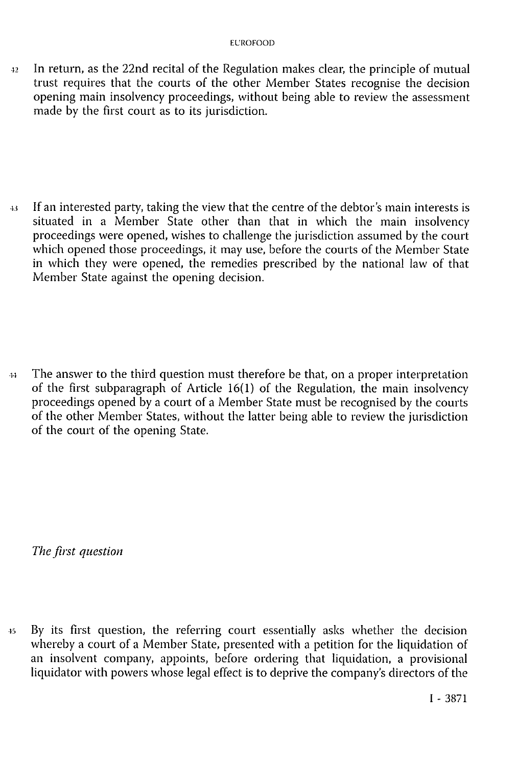42 In return, as the 22nd recital of the Regulation makes clear, the principle of mutual trust requires that the courts of the other Member States recognise the decision opening main insolvency proceedings, without being able to review the assessment made by the first court as to its jurisdiction.

43 If an interested party, taking the view that the centre of the debtor's main interests is situated in a Member State other than that in which the main insolvency proceedings were opened, wishes to challenge the jurisdiction assumed by the court which opened those proceedings, it may use, before the courts of the Member State in which they were opened, the remedies prescribed by the national law of that Member State against the opening decision.

44 The answer to the third question must therefore be that, on a proper interpretation of the first subparagraph of Article 16(1) of the Regulation, the main insolvency proceedings opened by a court of a Member State must be recognised by the courts of the other Member States, without the latter being able to review the jurisdiction of the court of the opening State.

*The first question*

45 By its first question, the referring court essentially asks whether the decision whereby a court of a Member State, presented with a petition for the liquidation of an insolvent company, appoints, before ordering that liquidation, a provisional liquidator with powers whose legal effect is to deprive the company's directors of the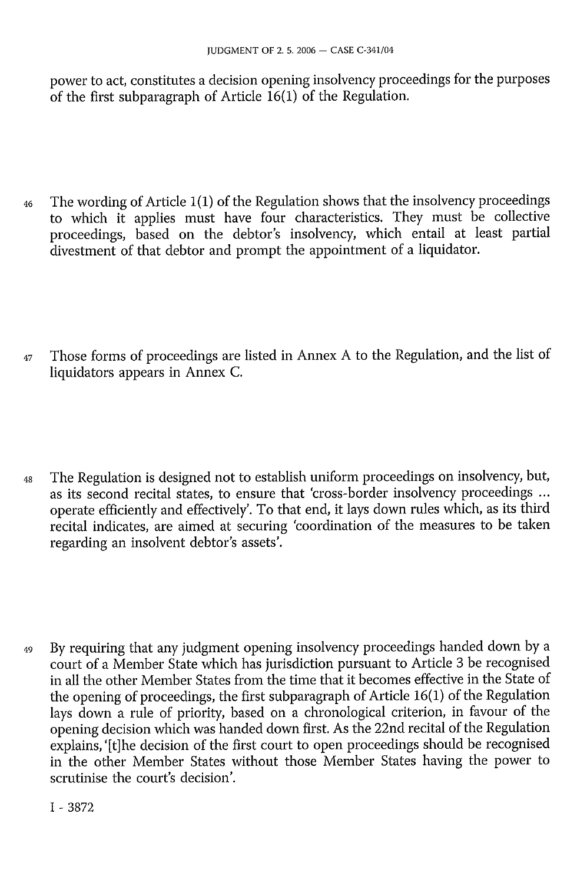power to act, constitutes a decision opening insolvency proceedings for the purposes of the first subparagraph of Article 16(1) of the Regulation.

46 The wording of Article 1(1) of the Regulation shows that the insolvency proceedings to which it applies must have four characteristics. They must be collective proceedings, based on the debtor's insolvency, which entail at least partial divestment of that debtor and prompt the appointment of a liquidator.

47 Those forms of proceedings are listed in Annex A to the Regulation, and the list of liquidators appears in Annex C.

48 The Regulation is designed not to establish uniform proceedings on insolvency, but, as its second recital states, to ensure that 'cross-border insolvency proceedings ... operate efficiently and effectively'. To that end, it lays down rules which, as its third recital indicates, are aimed at securing 'coordination of the measures to be taken regarding an insolvent debtor's assets'.

49 By requiring that any judgment opening insolvency proceedings handed down by a court of a Member State which has jurisdiction pursuant to Article 3 be recognised in all the other Member States from the time that it becomes effective in the State of the opening of proceedings, the first subparagraph of Article 16(1) of the Regulation lays down a rule of priority, based on a chronological criterion, in favour of the opening decision which was handed down first. As the 22nd recital of the Regulation explains, '[t]he decision of the first court to open proceedings should be recognised in the other Member States without those Member States having the power to scrutinise the court's decision'.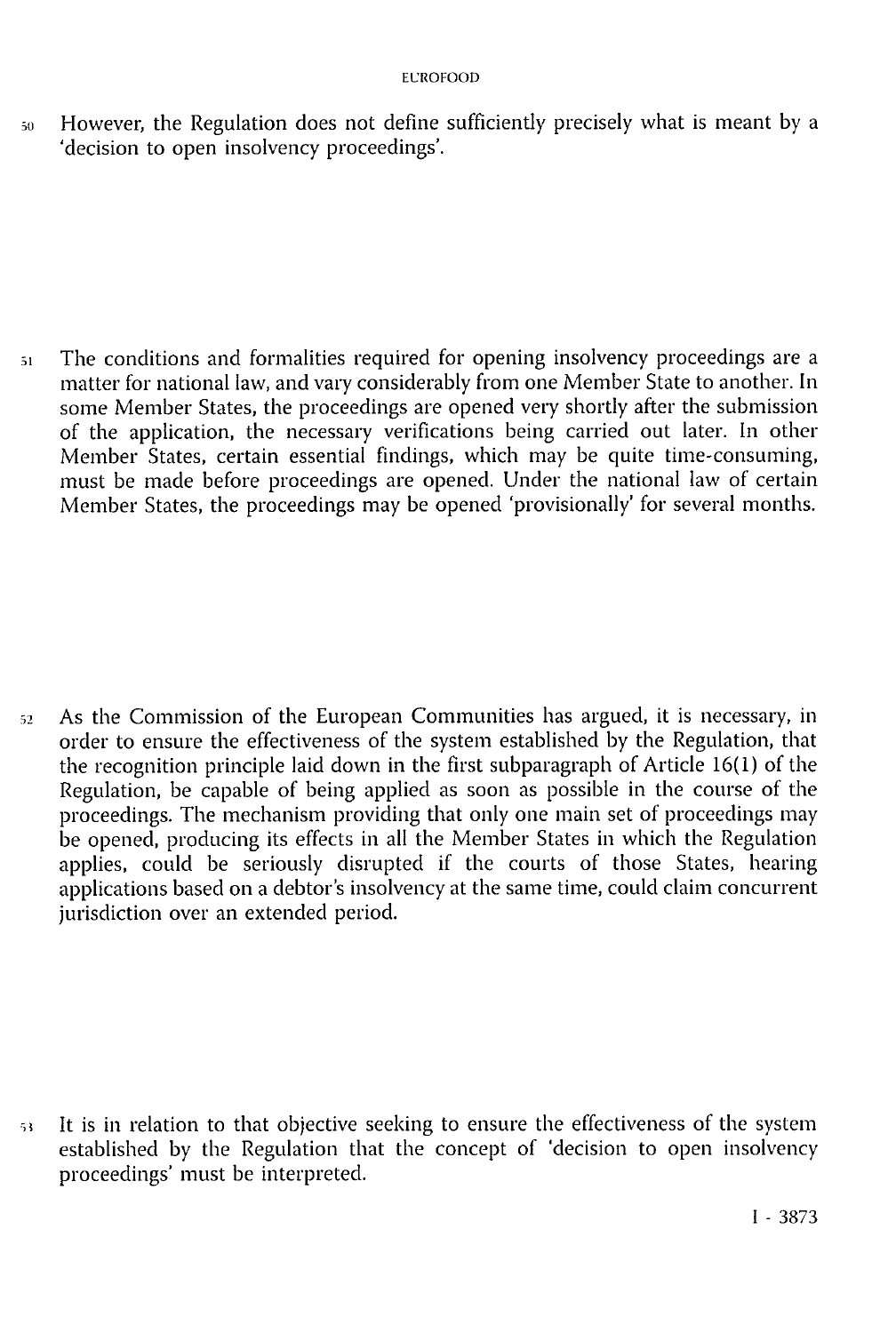50 However, the Regulation does not define sufficiently precisely what is meant by a 'decision to open insolvency proceedings'.

51 The conditions and formalities required for opening insolvency proceedings are a matter for national law, and vary considerably from one Member State to another. In some Member States, the proceedings are opened very shortly after the submission of the application, the necessary verifications being carried out later. In other Member States, certain essential findings, which may be quite time-consuming, must be made before proceedings are opened. Under the national law of certain Member States, the proceedings may be opened 'provisionally' for several months.

52 As the Commission of the European Communities has argued, it is necessary, in order to ensure the effectiveness of the system established by the Regulation, that the recognition principle laid down in the first subparagraph of Article 16(1) of the Regulation, be capable of being applied as soon as possible in the course of the proceedings. The mechanism providing that only one main set of proceedings may be opened, producing its effects in all the Member States in which the Regulation applies, could be seriously disrupted if the courts of those States, hearing applications based on a debtor's insolvency at the same time, could claim concurrent jurisdiction over an extended period.

53 It is in relation to that objective seeking to ensure the effectiveness of the system established by the Regulation that the concept of 'decision to open insolvency proceedings' must be interpreted.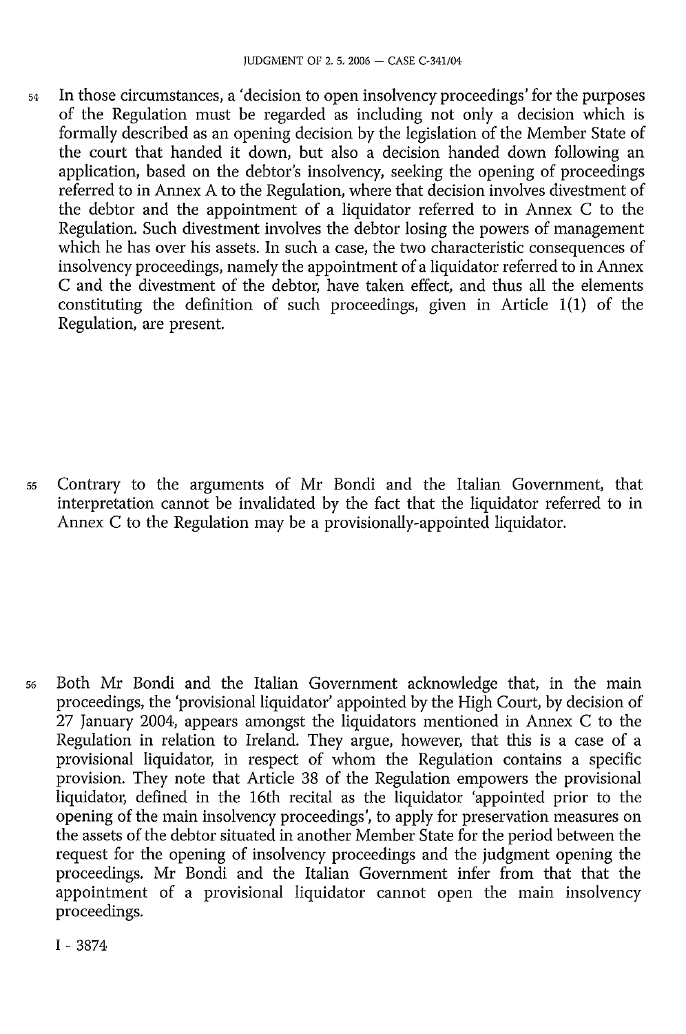54 In those circumstances, a 'decision to open insolvency proceedings' for the purposes of the Regulation must be regarded as including not only a decision which is formally described as an opening decision by the legislation of the Member State of the court that handed it down, but also a decision handed down following an application, based on the debtor's insolvency, seeking the opening of proceedings referred to in Annex A to the Regulation, where that decision involves divestment of the debtor and the appointment of a liquidator referred to in Annex C to the Regulation. Such divestment involves the debtor losing the powers of management which he has over his assets. In such a case, the two characteristic consequences of insolvency proceedings, namely the appointment of a liquidator referred to in Annex C and the divestment of the debtor, have taken effect, and thus all the elements constituting the definition of such proceedings, given in Article 1(1) of the Regulation, are present.

55 Contrary to the arguments of Mr Bondi and the Italian Government, that interpretation cannot be invalidated by the fact that the liquidator referred to in Annex C to the Regulation may be a provisionally-appointed liquidator.

56 Both Mr Bondi and the Italian Government acknowledge that, in the main proceedings, the 'provisional liquidator' appointed by the High Court, by decision of 27 January 2004, appears amongst the liquidators mentioned in Annex C to the Regulation in relation to Ireland. They argue, however, that this is a case of a provisional liquidator, in respect of whom the Regulation contains a specific provision. They note that Article 38 of the Regulation empowers the provisional liquidator, defined in the 16th recital as the liquidator 'appointed prior to the opening of the main insolvency proceedings', to apply for preservation measures on the assets of the debtor situated in another Member State for the period between the request for the opening of insolvency proceedings and the judgment opening the proceedings. Mr Bondi and the Italian Government infer from that that the appointment of a provisional liquidator cannot open the main insolvency proceedings.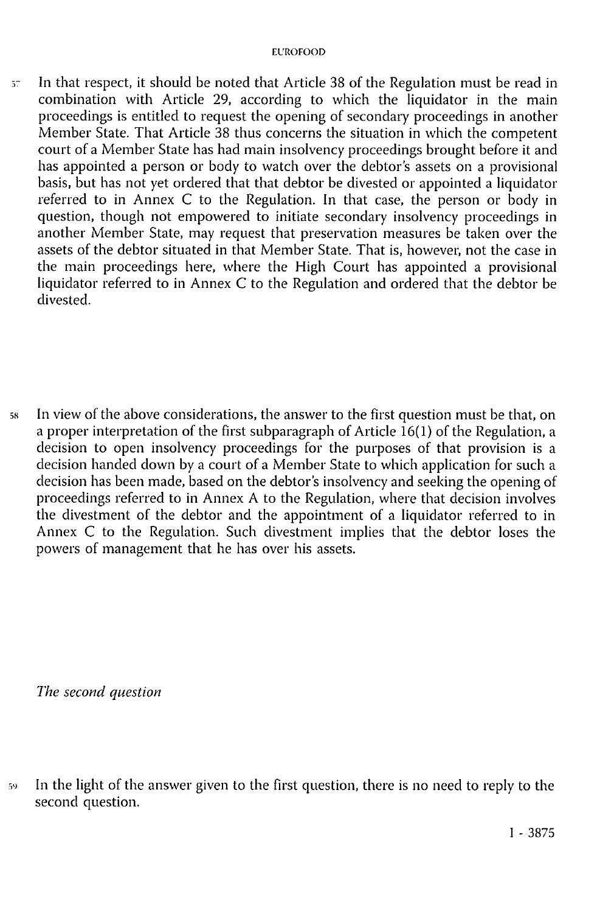57 In that respect, it should be noted that Article 38 of the Regulation must be read in combination with Article 29, according to which the liquidator in the main proceedings is entitled to request the opening of secondary proceedings in another Member State. That Article 38 thus concerns the situation in which the competent court of a Member State has had main insolvency proceedings brought before it and has appointed a person or body to watch over the debtor's assets on a provisional basis, but has not yet ordered that that debtor be divested or appointed a liquidator referred to in Annex C to the Regulation. In that case, the person or body in question, though not empowered to initiate secondary insolvency proceedings in another Member State, may request that preservation measures be taken over the assets of the debtor situated in that Member State. That is, however, not the case in the main proceedings here, where the High Court has appointed a provisional liquidator referred to in Annex C to the Regulation and ordered that the debtor be divested.

58 In view of the above considerations, the answer to the first question must be that, on a proper interpretation of the first subparagraph of Article 16(1) of the Regulation, a decision to open insolvency proceedings for the purposes of that provision is a decision handed down by a court of a Member State to which application for such a decision has been made, based on the debtor's insolvency and seeking the opening of proceedings referred to in Annex A to the Regulation, where that decision involves the divestment of the debtor and the appointment of a liquidator referred to in Annex C to the Regulation. Such divestment implies that the debtor loses the powers of management that he has over his assets.

*The second question*

59 In the light of the answer given to the first question, there is no need to reply to the second question.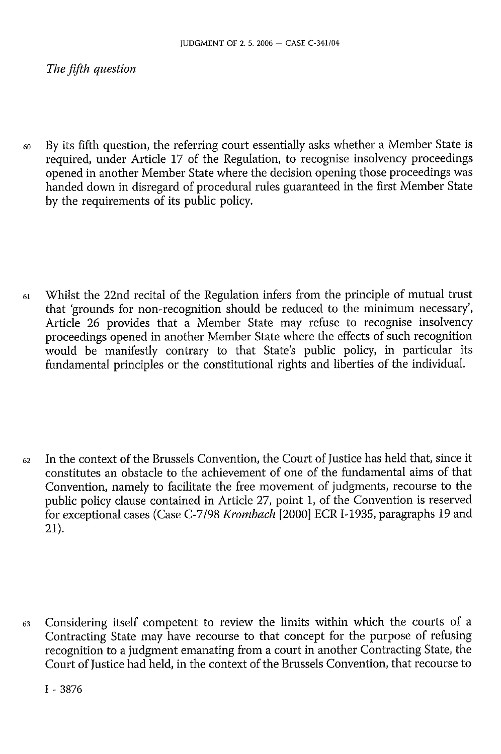*The fifth question*

60 By its fifth question, the referring court essentially asks whether a Member State is required, under Article 17 of the Regulation, to recognise insolvency proceedings opened in another Member State where the decision opening those proceedings was handed down in disregard of procedural rules guaranteed in the first Member State by the requirements of its public policy.

61 Whilst the 22nd recital of the Regulation infers from the principle of mutual trust that 'grounds for non-recognition should be reduced to the minimum necessary', Article 26 provides that a Member State may refuse to recognise insolvency proceedings opened in another Member State where the effects of such recognition would be manifestly contrary to that State's public policy, in particular its fundamental principles or the constitutional rights and liberties of the individual.

62 In the context of the Brussels Convention, the Court of Justice has held that, since it constitutes an obstacle to the achievement of one of the fundamental aims of that Convention, namely to facilitate the free movement of judgments, recourse to the public policy clause contained in Article 27, point 1, of the Convention is reserved for exceptional cases (Case C-7/98 *Krombach* [2000] ECR I-1935, paragraphs 19 and 21).

63 Considering itself competent to review the limits within which the courts of a Contracting State may have recourse to that concept for the purpose of refusing recognition to a judgment emanating from a court in another Contracting State, the Court of Justice had held, in the context of the Brussels Convention, that recourse to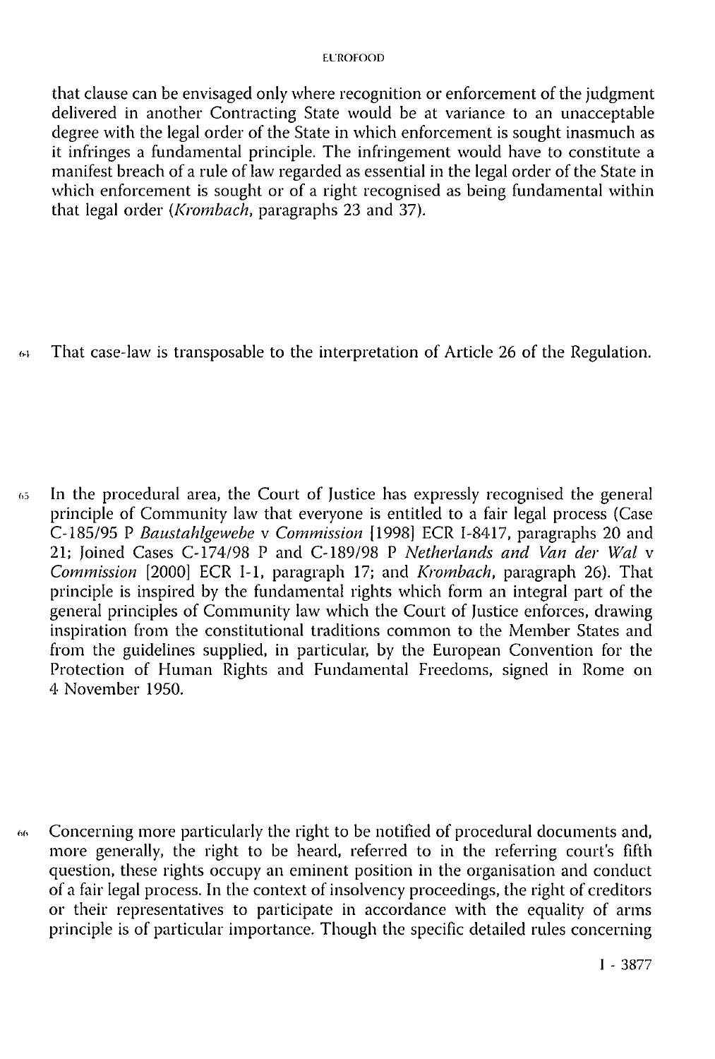that clause can be envisaged only where recognition or enforcement of the judgment delivered in another Contracting State would be at variance to an unacceptable degree with the legal order of the State in which enforcement is sought inasmuch as it infringes a fundamental principle. The infringement would have to constitute a manifest breach of a rule of law regarded as essential in the legal order of the State in which enforcement is sought or of a right recognised as being fundamental within that legal order (*Krombach*, paragraphs 23 and 37).

64 That case-law is transposable to the interpretation of Article 26 of the Regulation.

65 In the procedural area, the Court of Justice has expressly recognised the general principle of Community law that everyone is entitled to a fair legal process (Case C-185/95 P *Baustahlgewebe* v *Commission* [1998] ECR I-8417, paragraphs 20 and 21; Joined Cases C-174/98 P and C-189/98 P *Netherlands and Van der Wal* v *Commission* [2000] ECR I-1, paragraph 17; and *Krombach*, paragraph 26). That principle is inspired by the fundamental rights which form an integral part of the general principles of Community law which the Court of Justice enforces, drawing inspiration from the constitutional traditions common to the Member States and from the guidelines supplied, in particular, by the European Convention for the Protection of Human Rights and Fundamental Freedoms, signed in Rome on 4 November 1950.

66 Concerning more particularly the right to be notified of procedural documents and, more generally, the right to be heard, referred to in the referring court's fifth question, these rights occupy an eminent position in the organisation and conduct of a fair legal process. In the context of insolvency proceedings, the right of creditors or their representatives to participate in accordance with the equality of arms principle is of particular importance. Though the specific detailed rules concerning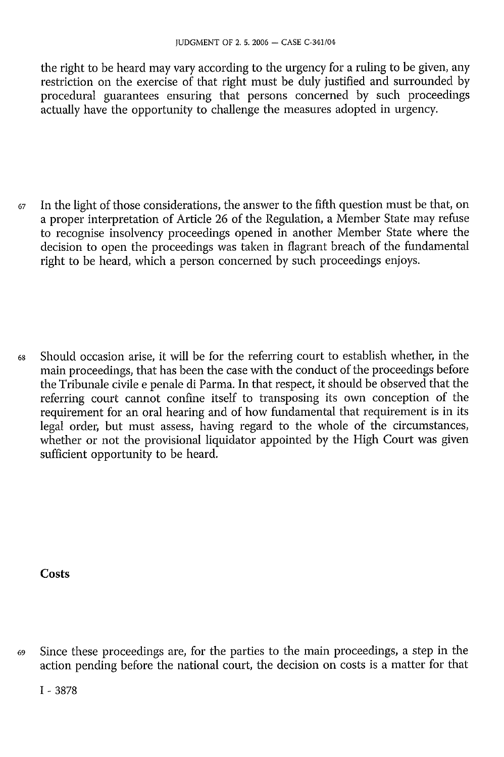the right to be heard may vary according to the urgency for a ruling to be given, any restriction on the exercise of that right must be duly justified and surrounded by procedural guarantees ensuring that persons concerned by such proceedings actually have the opportunity to challenge the measures adopted in urgency.

67 In the light of those considerations, the answer to the fifth question must be that, on a proper interpretation of Article 26 of the Regulation, a Member State may refuse to recognise insolvency proceedings opened in another Member State where the decision to open the proceedings was taken in flagrant breach of the fundamental right to be heard, which a person concerned by such proceedings enjoys.

68 Should occasion arise, it will be for the referring court to establish whether, in the main proceedings, that has been the case with the conduct of the proceedings before the Tribunale civile e penale di Parma. In that respect, it should be observed that the referring court cannot confine itself to transposing its own conception of the requirement for an oral hearing and of how fundamental that requirement is in its legal order, but must assess, having regard to the whole of the circumstances, whether or not the provisional liquidator appointed by the High Court was given sufficient opportunity to be heard.

## Costs

69 Since these proceedings are, for the parties to the main proceedings, a step in the action pending before the national court, the decision on costs is a matter for that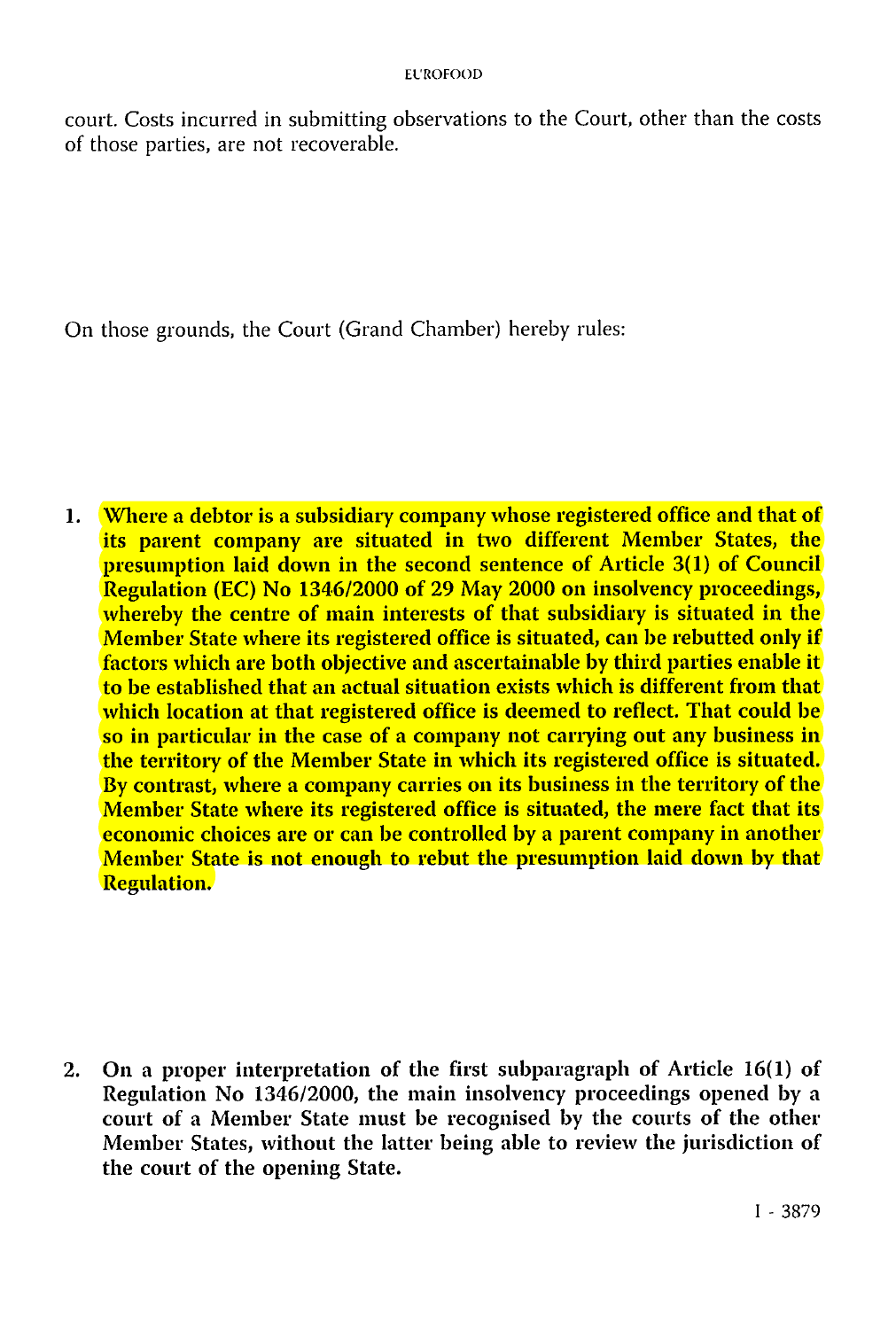court. Costs incurred in submitting observations to the Court, other than the costs of those parties, are not recoverable.

On those grounds, the Court (Grand Chamber) hereby rules:

1. **Where a debtor is a subsidiary company whose registered office and that of its parent company are situated in two different Member States, the presumption laid down in the second sentence of Article 3(1) of Council Regulation (EC) No 1346/2000 of 29 May 2000 on insolvency proceedings, whereby the centre of main interests of that subsidiary is situated in the Member State where its registered office is situated, can be rebutted only if factors which are both objective and ascertainable by third parties enable it to be established that an actual situation exists which is different from that which location at that registered office is deemed to reflect. That could be so in particular in the case of a company not carrying out any business in the territory of the Member State in which its registered office is situated. By contrast, where a company carries on its business in the territory of the Member State where its registered office is situated, the mere fact that its economic choices are or can be controlled by a parent company in another Member State is not enough to rebut the presumption laid down by that Regulation.**

2. **On a proper interpretation of the first subparagraph of Article 16(1) of Regulation No 1346/2000, the main insolvency proceedings opened by a court of a Member State must be recognised by the courts of the other Member States, without the latter being able to review the jurisdiction of the court of the opening State.**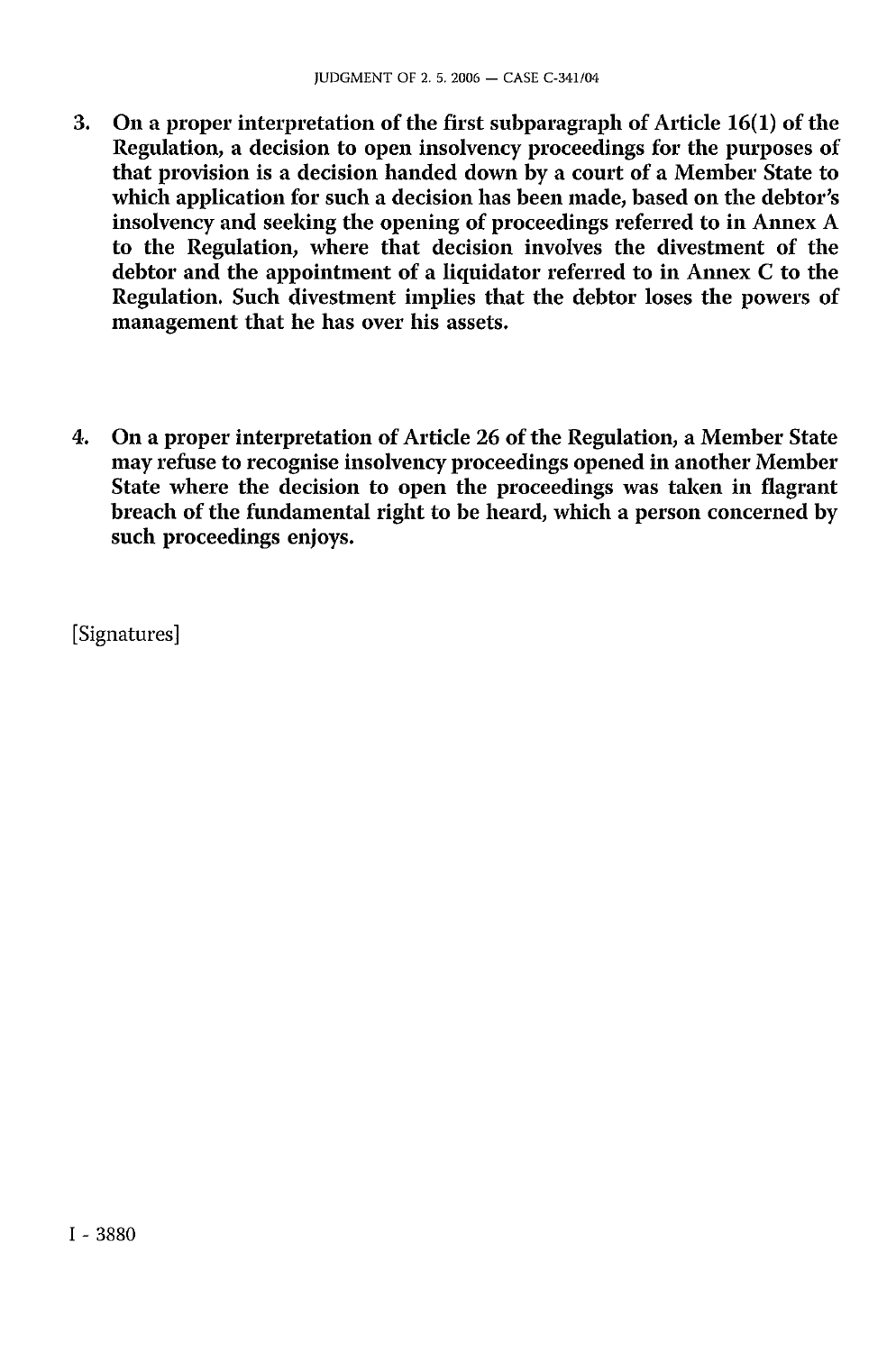3. **On a proper interpretation of the first subparagraph of Article 16(1) of the Regulation, a decision to open insolvency proceedings for the purposes of that provision is a decision handed down by a court of a Member State to which application for such a decision has been made, based on the debtor's insolvency and seeking the opening of proceedings referred to in Annex A to the Regulation, where that decision involves the divestment of the debtor and the appointment of a liquidator referred to in Annex C to the Regulation. Such divestment implies that the debtor loses the powers of management that he has over his assets.**

4. **On a proper interpretation of Article 26 of the Regulation, a Member State may refuse to recognise insolvency proceedings opened in another Member State where the decision to open the proceedings was taken in flagrant breach of the fundamental right to be heard, which a person concerned by such proceedings enjoys.**

[Signatures]